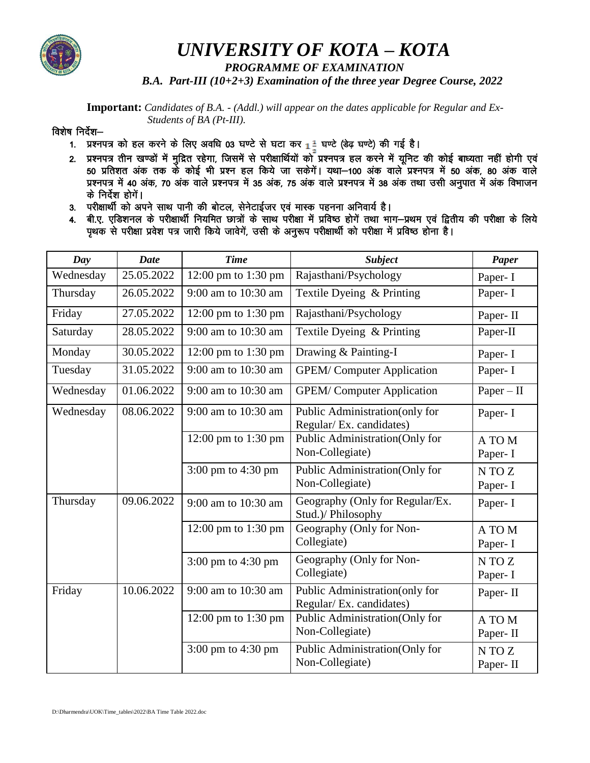# *UNIVERSITY OF KOTA – KOTA*

***PROGRAMME OF EXAMINATION***

***B.A. Part-III (10+2+3) Examination of the three year Degree Course, 2022***

**Important:** *Candidates of B.A. - (Addl.) will appear on the dates applicable for Regular and Ex-Students of BA (Pt-III).*

विशेष निर्देश–

1. प्रश्नपत्र को हल करने के लिए अवधि 03 घण्टे से घटा कर $1\frac{1}{2}$ घण्टे (डेढ़ घण्टे) की गई है।
2. प्रश्नपत्र तीन खण्डों में मुद्रित रहेगा, जिसमें से परीक्षार्थियों को प्रश्नपत्र हल करने में यूनिट की कोई बाध्यता नहीं होगी एवं 50 प्रतिशत अंक तक के कोई भी प्रश्न हल किये जा सकेगें। यथा–100 अंक वाले प्रश्नपत्र में 50 अंक, 80 अंक वाले प्रश्नपत्र में 40 अंक, 70 अंक वाले प्रश्नपत्र में 35 अंक, 75 अंक वाले प्रश्नपत्र में 38 अंक तथा उसी अनुपात में अंक विभाजन के निर्देश होगें।
3. परीक्षार्थी को अपने साथ पानी की बोटल, सेनेटाईजर एवं मास्क पहनना अनिवार्य है।
4. बी.ए. एडिशनल के परीक्षार्थी नियमित छात्रों के साथ परीक्षा में प्रविष्ठ होगें तथा भाग–प्रथम एवं द्वितीय की परीक्षा के लिये पृथक से परीक्षा प्रवेश पत्र जारी किये जावेगें, उसी के अनुरूप परीक्षार्थी को परीक्षा में प्रविष्ठ होना है।

| *Day* | *Date* | *Time* | *Subject* | *Paper* |
|---|---|---|---|---|
| Wednesday | 25.05.2022 | 12:00 pm to 1:30 pm | Rajasthani/Psychology | Paper- I |
| Thursday | 26.05.2022 | 9:00 am to 10:30 am | Textile Dyeing & Printing | Paper- I |
| Friday | 27.05.2022 | 12:00 pm to 1:30 pm | Rajasthani/Psychology | Paper- II |
| Saturday | 28.05.2022 | 9:00 am to 10:30 am | Textile Dyeing & Printing | Paper-II |
| Monday | 30.05.2022 | 12:00 pm to 1:30 pm | Drawing & Painting-I | Paper- I |
| Tuesday | 31.05.2022 | 9:00 am to 10:30 am | GPEM/ Computer Application | Paper- I |
| Wednesday | 01.06.2022 | 9:00 am to 10:30 am | GPEM/ Computer Application | Paper – II |
| Wednesday | 08.06.2022 | 9:00 am to 10:30 am | Public Administration(only for Regular/ Ex. candidates) | Paper- I |
| | | 12:00 pm to 1:30 pm | Public Administration(Only for Non-Collegiate) | A TO M Paper- I |
| | | 3:00 pm to 4:30 pm | Public Administration(Only for Non-Collegiate) | N TO Z Paper- I |
| Thursday | 09.06.2022 | 9:00 am to 10:30 am | Geography (Only for Regular/Ex. Stud.)/ Philosophy | Paper- I |
| | | 12:00 pm to 1:30 pm | Geography (Only for Non-Collegiate) | A TO M Paper- I |
| | | 3:00 pm to 4:30 pm | Geography (Only for Non-Collegiate) | N TO Z Paper- I |
| Friday | 10.06.2022 | 9:00 am to 10:30 am | Public Administration(only for Regular/ Ex. candidates) | Paper- II |
| | | 12:00 pm to 1:30 pm | Public Administration(Only for Non-Collegiate) | A TO M Paper- II |
| | | 3:00 pm to 4:30 pm | Public Administration(Only for Non-Collegiate) | N TO Z Paper- II |

D:\Dharmendra\UOK\Time_tables\2022\BA Time Table 2022.doc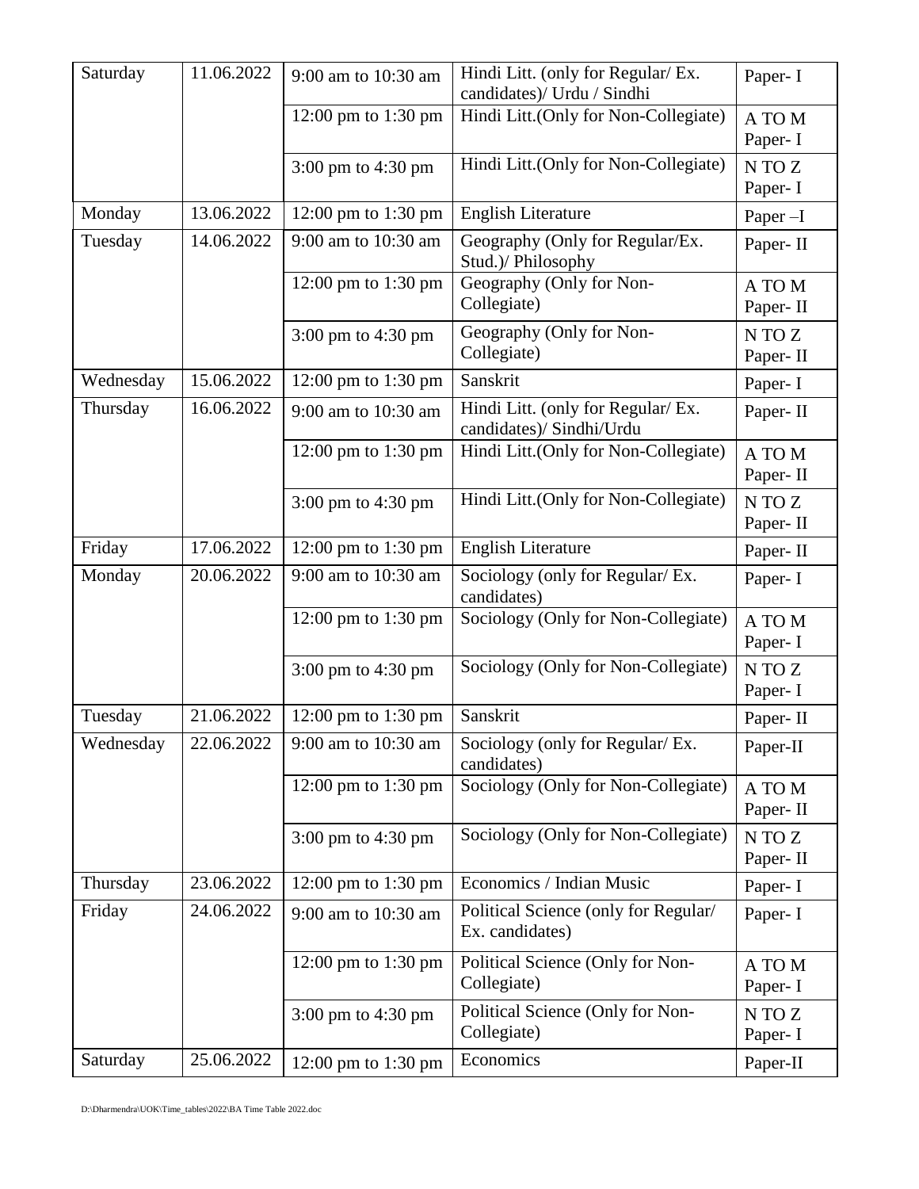| | | | | |
|---|---|---|---|---|
| Saturday | 11.06.2022 | 9:00 am to 10:30 am | Hindi Litt. (only for Regular/ Ex. candidates)/ Urdu / Sindhi | Paper- I |
| | | 12:00 pm to 1:30 pm | Hindi Litt.(Only for Non-Collegiate) | A TO M Paper- I |
| | | 3:00 pm to 4:30 pm | Hindi Litt.(Only for Non-Collegiate) | N TO Z Paper- I |
| Monday | 13.06.2022 | 12:00 pm to 1:30 pm | English Literature | Paper –I |
| Tuesday | 14.06.2022 | 9:00 am to 10:30 am | Geography (Only for Regular/Ex. Stud.)/ Philosophy | Paper- II |
| | | 12:00 pm to 1:30 pm | Geography (Only for Non-Collegiate) | A TO M Paper- II |
| | | 3:00 pm to 4:30 pm | Geography (Only for Non-Collegiate) | N TO Z Paper- II |
| Wednesday | 15.06.2022 | 12:00 pm to 1:30 pm | Sanskrit | Paper- I |
| Thursday | 16.06.2022 | 9:00 am to 10:30 am | Hindi Litt. (only for Regular/ Ex. candidates)/ Sindhi/Urdu | Paper- II |
| | | 12:00 pm to 1:30 pm | Hindi Litt.(Only for Non-Collegiate) | A TO M Paper- II |
| | | 3:00 pm to 4:30 pm | Hindi Litt.(Only for Non-Collegiate) | N TO Z Paper- II |
| Friday | 17.06.2022 | 12:00 pm to 1:30 pm | English Literature | Paper- II |
| Monday | 20.06.2022 | 9:00 am to 10:30 am | Sociology (only for Regular/ Ex. candidates) | Paper- I |
| | | 12:00 pm to 1:30 pm | Sociology (Only for Non-Collegiate) | A TO M Paper- I |
| | | 3:00 pm to 4:30 pm | Sociology (Only for Non-Collegiate) | N TO Z Paper- I |
| Tuesday | 21.06.2022 | 12:00 pm to 1:30 pm | Sanskrit | Paper- II |
| Wednesday | 22.06.2022 | 9:00 am to 10:30 am | Sociology (only for Regular/ Ex. candidates) | Paper-II |
| | | 12:00 pm to 1:30 pm | Sociology (Only for Non-Collegiate) | A TO M Paper- II |
| | | 3:00 pm to 4:30 pm | Sociology (Only for Non-Collegiate) | N TO Z Paper- II |
| Thursday | 23.06.2022 | 12:00 pm to 1:30 pm | Economics / Indian Music | Paper- I |
| Friday | 24.06.2022 | 9:00 am to 10:30 am | Political Science (only for Regular/ Ex. candidates) | Paper- I |
| | | 12:00 pm to 1:30 pm | Political Science (Only for Non-Collegiate) | A TO M Paper- I |
| | | 3:00 pm to 4:30 pm | Political Science (Only for Non-Collegiate) | N TO Z Paper- I |
| Saturday | 25.06.2022 | 12:00 pm to 1:30 pm | Economics | Paper-II |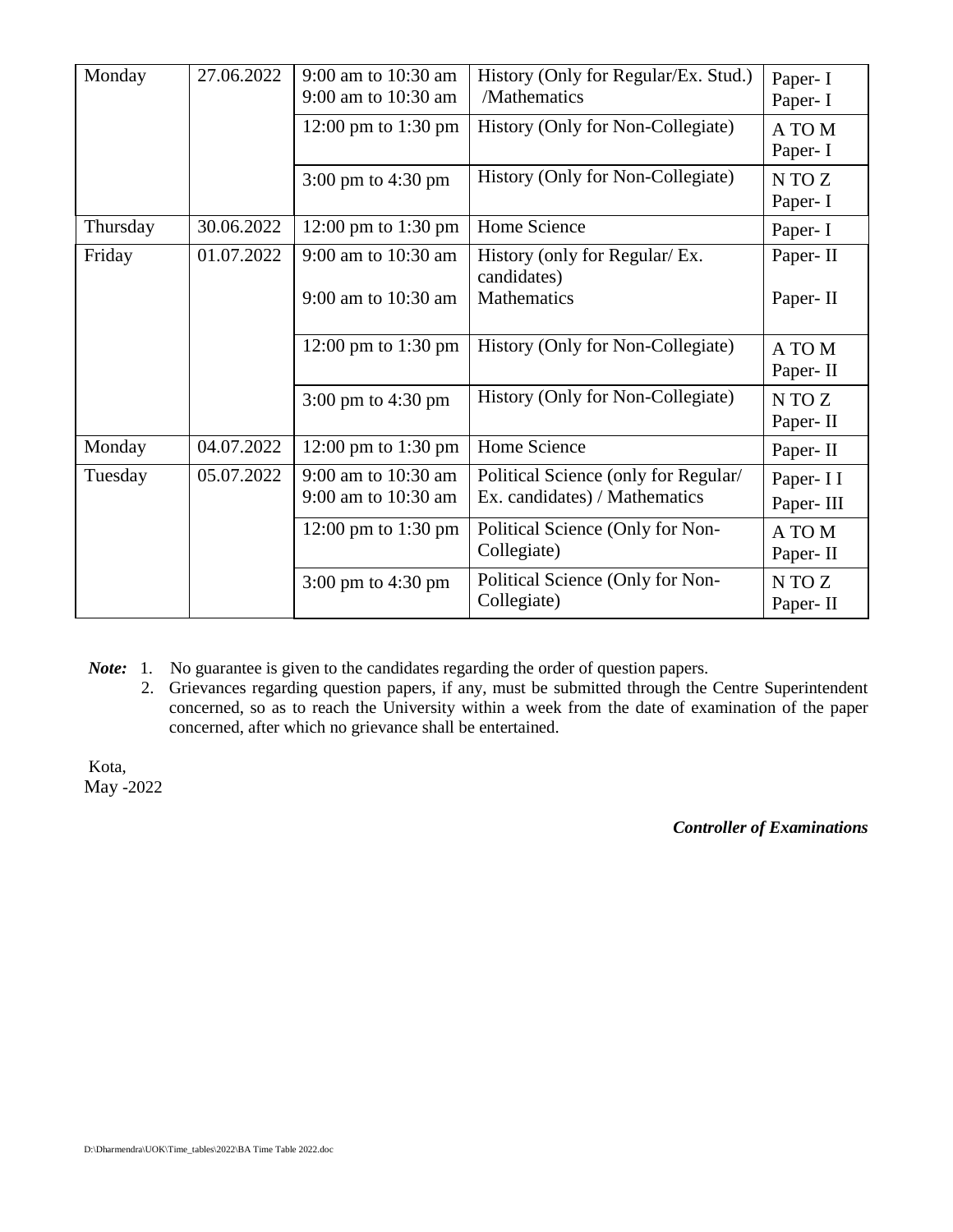| | | | | |
|---|---|---|---|---|
| Monday | 27.06.2022 | 9:00 am to 10:30 am<br>9:00 am to 10:30 am | History (Only for Regular/Ex. Stud.)<br>/Mathematics | Paper- I<br>Paper- I |
| | | 12:00 pm to 1:30 pm | History (Only for Non-Collegiate) | A TO M<br>Paper- I |
| | | 3:00 pm to 4:30 pm | History (Only for Non-Collegiate) | N TO Z<br>Paper- I |
| Thursday | 30.06.2022 | 12:00 pm to 1:30 pm | Home Science | Paper- I |
| Friday | 01.07.2022 | 9:00 am to 10:30 am<br><br>9:00 am to 10:30 am | History (only for Regular/ Ex. candidates)<br>Mathematics | Paper- II<br><br>Paper- II |
| | | 12:00 pm to 1:30 pm | History (Only for Non-Collegiate) | A TO M<br>Paper- II |
| | | 3:00 pm to 4:30 pm | History (Only for Non-Collegiate) | N TO Z<br>Paper- II |
| Monday | 04.07.2022 | 12:00 pm to 1:30 pm | Home Science | Paper- II |
| Tuesday | 05.07.2022 | 9:00 am to 10:30 am<br>9:00 am to 10:30 am | Political Science (only for Regular/ Ex. candidates) / Mathematics | Paper- I I<br>Paper- III |
| | | 12:00 pm to 1:30 pm | Political Science (Only for Non-Collegiate) | A TO M<br>Paper- II |
| | | 3:00 pm to 4:30 pm | Political Science (Only for Non-Collegiate) | N TO Z<br>Paper- II |

***Note:*** 1. No guarantee is given to the candidates regarding the order of question papers.

2. Grievances regarding question papers, if any, must be submitted through the Centre Superintendent concerned, so as to reach the University within a week from the date of examination of the paper concerned, after which no grievance shall be entertained.

Kota,
May -2022

***Controller of Examinations***

D:\Dharmendra\UOK\Time_tables\2022\BA Time Table 2022.doc